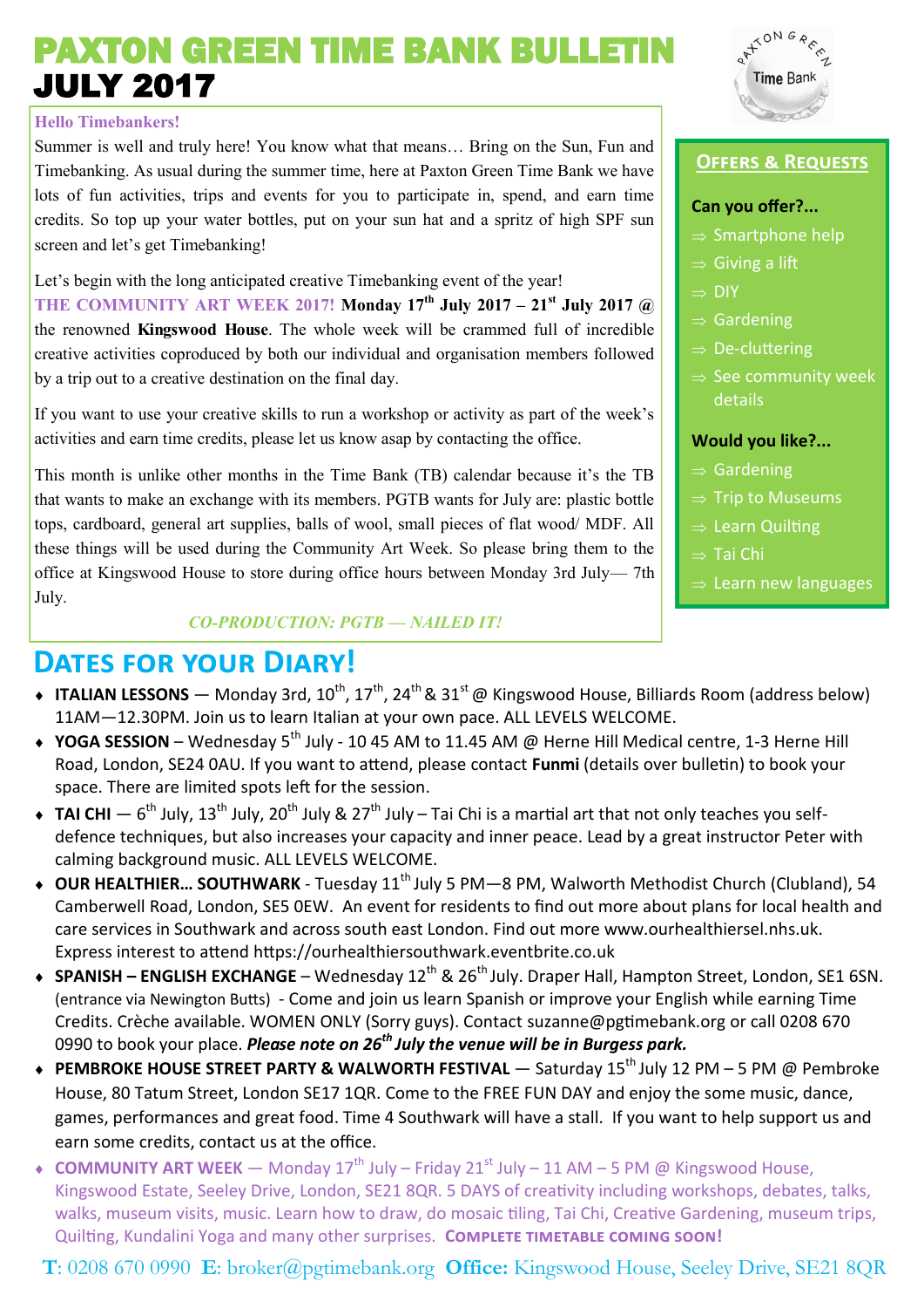# PAXTON GREEN TIME BANK BULLETIN JULY 2017

**Hello Timebankers!**

Summer is well and truly here! You know what that means… Bring on the Sun, Fun and Timebanking. As usual during the summer time, here at Paxton Green Time Bank we have lots of fun activities, trips and events for you to participate in, spend, and earn time credits. So top up your water bottles, put on your sun hat and a spritz of high SPF sun screen and let's get Timebanking!

Let's begin with the long anticipated creative Timebanking event of the year! THE COMMUNITY ART WEEK 2017! **Monday 17th July 2017 – 21st July 2017 @** the renowned **Kingswood House**. The whole week will be crammed full of incredible creative activities coproduced by both our individual and organisation members followed by a trip out to a creative destination on the final day.

If you want to use your creative skills to run a workshop or activity as part of the week's activities and earn time credits, please let us know asap by contacting the office.

This month is unlike other months in the Time Bank (TB) calendar because it's the TB that wants to make an exchange with its members. PGTB wants for July are: plastic bottle tops, cardboard, general art supplies, balls of wool, small pieces of flat wood/ MDF. All these things will be used during the Community Art Week. So please bring them to the office at Kingswood House to store during office hours between Monday 3rd July— 7th July.

*CO-PRODUCTION: PGTB — NAILED IT!*

## OFFERS & REQUESTS

**Can you offer?...**

- Smartphone help
- Giving a lift
- DIY
- Gardening
- De-cluttering
- See community week details

**Would you like?...**

- Gardening
- Trip to Museums
- Learn Quilting
- Tai Chi
- Learn new languages

## DATES FOR YOUR DIARY!

- **ITALIAN LESSONS** — Monday 3rd, 10th, 17th, 24th & 31st @ Kingswood House, Billiards Room (address below) 11AM—12.30PM. Join us to learn Italian at your own pace. ALL LEVELS WELCOME.
- **YOGA SESSION** – Wednesday 5th July - 10 45 AM to 11.45 AM @ Herne Hill Medical centre, 1-3 Herne Hill Road, London, SE24 0AU. If you want to attend, please contact **Funmi** (details over bulletin) to book your space. There are limited spots left for the session.
- **TAI CHI** — 6th July, 13th July, 20th July & 27th July – Tai Chi is a martial art that not only teaches you self-defence techniques, but also increases your capacity and inner peace. Lead by a great instructor Peter with calming background music. ALL LEVELS WELCOME.
- **OUR HEALTHIER… SOUTHWARK** - Tuesday 11th July 5 PM—8 PM, Walworth Methodist Church (Clubland), 54 Camberwell Road, London, SE5 0EW. An event for residents to find out more about plans for local health and care services in Southwark and across south east London. Find out more www.ourhealthiersel.nhs.uk. Express interest to attend https://ourhealthiersouthwark.eventbrite.co.uk
- **SPANISH – ENGLISH EXCHANGE** – Wednesday 12th & 26th July. Draper Hall, Hampton Street, London, SE1 6SN. (entrance via Newington Butts) - Come and join us learn Spanish or improve your English while earning Time Credits. Crèche available. WOMEN ONLY (Sorry guys). Contact suzanne@pgtimebank.org or call 0208 670 0990 to book your place. ***Please note on 26th July the venue will be in Burgess park.***
- **PEMBROKE HOUSE STREET PARTY & WALWORTH FESTIVAL** — Saturday 15th July 12 PM – 5 PM @ Pembroke House, 80 Tatum Street, London SE17 1QR. Come to the FREE FUN DAY and enjoy the some music, dance, games, performances and great food. Time 4 Southwark will have a stall. If you want to help support us and earn some credits, contact us at the office.
- **COMMUNITY ART WEEK** — Monday 17th July – Friday 21st July – 11 AM – 5 PM @ Kingswood House, Kingswood Estate, Seeley Drive, London, SE21 8QR. 5 DAYS of creativity including workshops, debates, talks, walks, museum visits, music. Learn how to draw, do mosaic tiling, Tai Chi, Creative Gardening, museum trips, Quilting, Kundalini Yoga and many other surprises. **COMPLETE TIMETABLE COMING SOON!**

**T**: 0208 670 0990 **E**: broker@pgtimebank.org **Office:** Kingswood House, Seeley Drive, SE21 8QR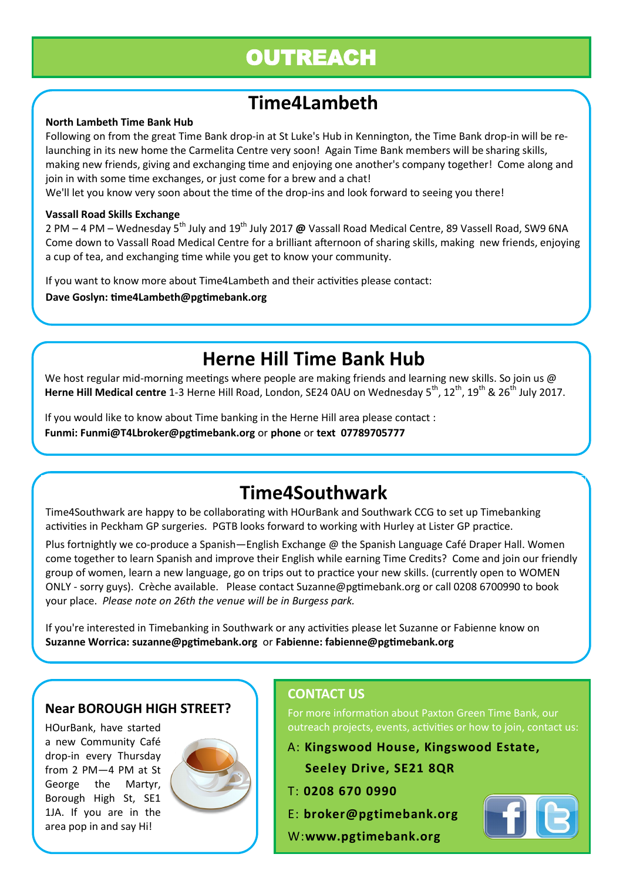# OUTREACH

## Time4Lambeth

**North Lambeth Time Bank Hub**

Following on from the great Time Bank drop-in at St Luke's Hub in Kennington, the Time Bank drop-in will be re-launching in its new home the Carmelita Centre very soon! Again Time Bank members will be sharing skills, making new friends, giving and exchanging time and enjoying one another's company together! Come along and join in with some time exchanges, or just come for a brew and a chat!

We'll let you know very soon about the time of the drop-ins and look forward to seeing you there!

**Vassall Road Skills Exchange**

2 PM – 4 PM – Wednesday 5th July and 19th July 2017 **@** Vassall Road Medical Centre, 89 Vassell Road, SW9 6NA

Come down to Vassall Road Medical Centre for a brilliant afternoon of sharing skills, making new friends, enjoying a cup of tea, and exchanging time while you get to know your community.

If you want to know more about Time4Lambeth and their activities please contact:

**Dave Goslyn: time4Lambeth@pgtimebank.org**

## Herne Hill Time Bank Hub

We host regular mid-morning meetings where people are making friends and learning new skills. So join us @ **Herne Hill Medical centre** 1-3 Herne Hill Road, London, SE24 0AU on Wednesday 5th, 12th, 19th & 26th July 2017.

If you would like to know about Time banking in the Herne Hill area please contact :

**Funmi: Funmi@T4Lbroker@pgtimebank.org** or **phone** or **text 07789705777**

## Time4Southwark

Time4Southwark are happy to be collaborating with HOurBank and Southwark CCG to set up Timebanking activities in Peckham GP surgeries. PGTB looks forward to working with Hurley at Lister GP practice.

Plus fortnightly we co-produce a Spanish—English Exchange @ the Spanish Language Café Draper Hall. Women come together to learn Spanish and improve their English while earning Time Credits? Come and join our friendly group of women, learn a new language, go on trips out to practice your new skills. (currently open to WOMEN ONLY - sorry guys). Crèche available. Please contact Suzanne@pgtimebank.org or call 0208 6700990 to book your place. *Please note on 26th the venue will be in Burgess park.*

If you're interested in Timebanking in Southwark or any activities please let Suzanne or Fabienne know on **Suzanne Worrica: suzanne@pgtimebank.org** or **Fabienne: fabienne@pgtimebank.org**

### Near BOROUGH HIGH STREET?

HOurBank, have started a new Community Café drop-in every Thursday from 2 PM—4 PM at St George the Martyr, Borough High St, SE1 1JA. If you are in the area pop in and say Hi!

### CONTACT US

For more information about Paxton Green Time Bank, our outreach projects, events, activities or how to join, contact us:

A: **Kingswood House, Kingswood Estate, Seeley Drive, SE21 8QR**

T: **0208 670 0990**

E: **broker@pgtimebank.org**

W: **www.pgtimebank.org**